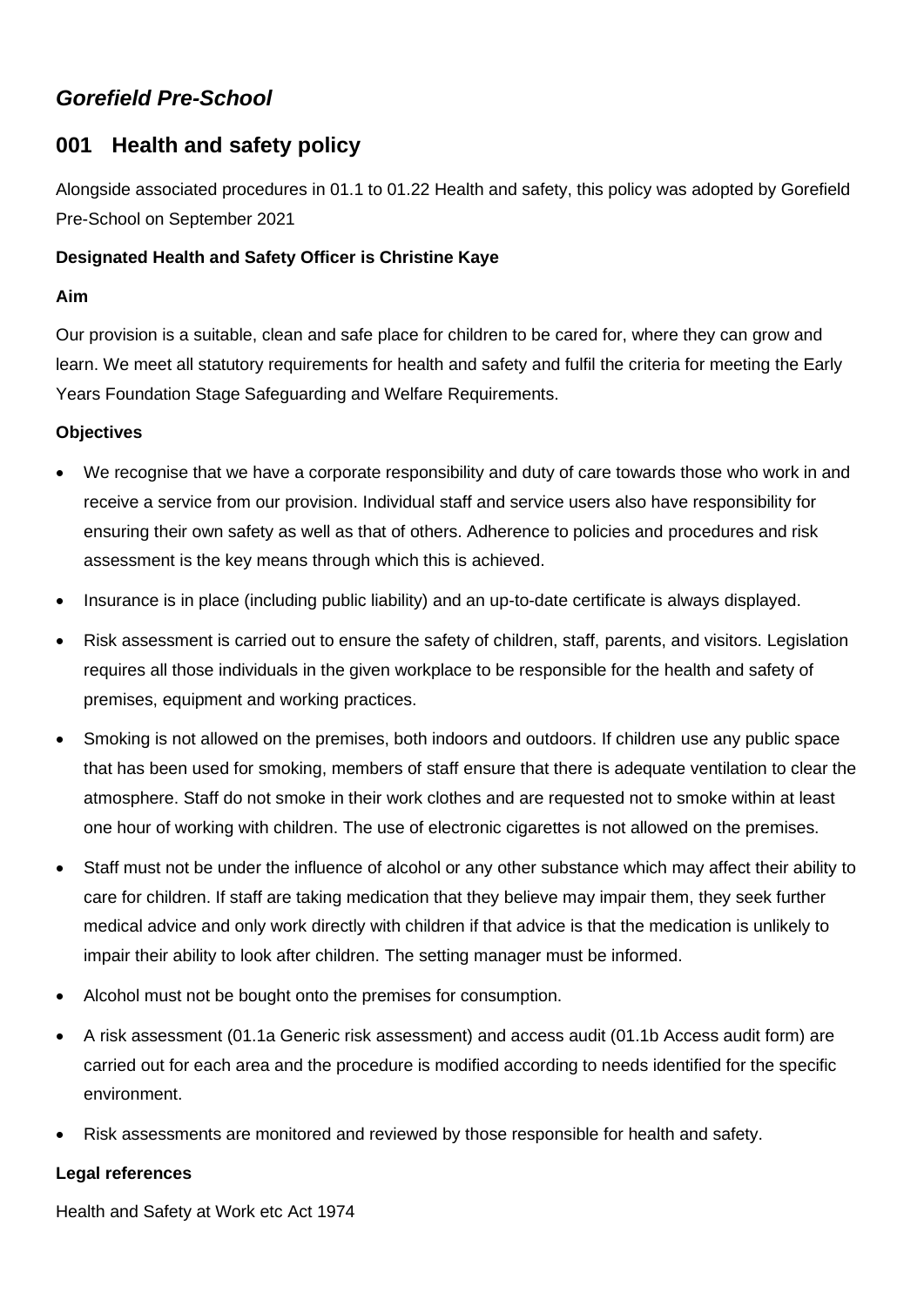# *Gorefield Pre-School*

## 001 Health and safety policy

Alongside associated procedures in 01.1 to 01.22 Health and safety, this policy was adopted by Gorefield Pre-School on September 2021

**Designated Health and Safety Officer is Christine Kaye**

**Aim**

Our provision is a suitable, clean and safe place for children to be cared for, where they can grow and learn. We meet all statutory requirements for health and safety and fulfil the criteria for meeting the Early Years Foundation Stage Safeguarding and Welfare Requirements.

**Objectives**

- We recognise that we have a corporate responsibility and duty of care towards those who work in and receive a service from our provision. Individual staff and service users also have responsibility for ensuring their own safety as well as that of others. Adherence to policies and procedures and risk assessment is the key means through which this is achieved.
- Insurance is in place (including public liability) and an up-to-date certificate is always displayed.
- Risk assessment is carried out to ensure the safety of children, staff, parents, and visitors. Legislation requires all those individuals in the given workplace to be responsible for the health and safety of premises, equipment and working practices.
- Smoking is not allowed on the premises, both indoors and outdoors. If children use any public space that has been used for smoking, members of staff ensure that there is adequate ventilation to clear the atmosphere. Staff do not smoke in their work clothes and are requested not to smoke within at least one hour of working with children. The use of electronic cigarettes is not allowed on the premises.
- Staff must not be under the influence of alcohol or any other substance which may affect their ability to care for children. If staff are taking medication that they believe may impair them, they seek further medical advice and only work directly with children if that advice is that the medication is unlikely to impair their ability to look after children. The setting manager must be informed.
- Alcohol must not be bought onto the premises for consumption.
- A risk assessment (01.1a Generic risk assessment) and access audit (01.1b Access audit form) are carried out for each area and the procedure is modified according to needs identified for the specific environment.
- Risk assessments are monitored and reviewed by those responsible for health and safety.

**Legal references**

Health and Safety at Work etc Act 1974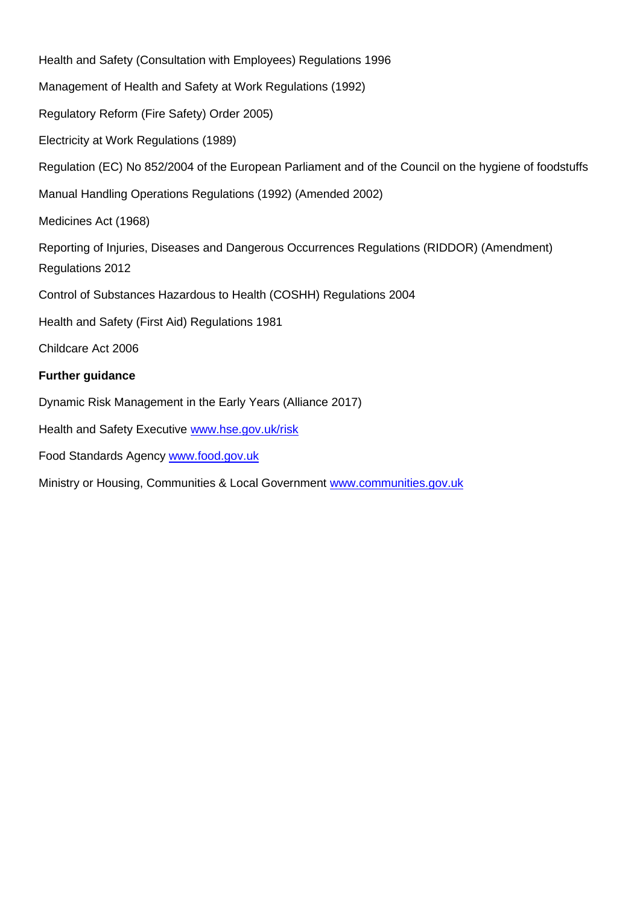Health and Safety (Consultation with Employees) Regulations 1996

Management of Health and Safety at Work Regulations (1992)

Regulatory Reform (Fire Safety) Order 2005)

Electricity at Work Regulations (1989)

Regulation (EC) No 852/2004 of the European Parliament and of the Council on the hygiene of foodstuffs

Manual Handling Operations Regulations (1992) (Amended 2002)

Medicines Act (1968)

Reporting of Injuries, Diseases and Dangerous Occurrences Regulations (RIDDOR) (Amendment) Regulations 2012

Control of Substances Hazardous to Health (COSHH) Regulations 2004

Health and Safety (First Aid) Regulations 1981

Childcare Act 2006

**Further guidance**

Dynamic Risk Management in the Early Years (Alliance 2017)

Health and Safety Executive [www.hse.gov.uk/risk](www.hse.gov.uk/risk)

Food Standards Agency [www.food.gov.uk](www.food.gov.uk)

Ministry or Housing, Communities & Local Government [www.communities.gov.uk](www.communities.gov.uk)